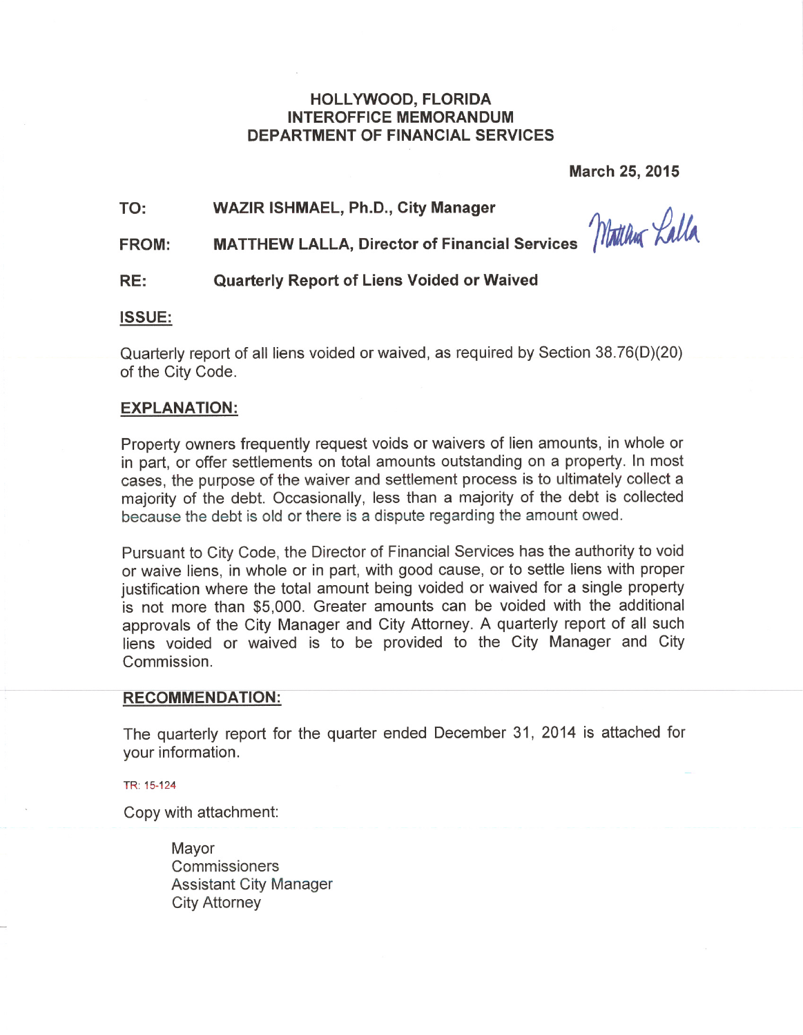# HOLLYWOOD, FLORIDA
# INTEROFFICE MEMORANDUM
# DEPARTMENT OF FINANCIAL SERVICES

**March 25, 2015**

**TO:** **WAZIR ISHMAEL, Ph.D., City Manager**

**FROM:** **MATTHEW LALLA, Director of Financial Services** Matthew Lalla

**RE:** **Quarterly Report of Liens Voided or Waived**

## ISSUE:

Quarterly report of all liens voided or waived, as required by Section 38.76(D)(20) of the City Code.

## EXPLANATION:

Property owners frequently request voids or waivers of lien amounts, in whole or in part, or offer settlements on total amounts outstanding on a property. In most cases, the purpose of the waiver and settlement process is to ultimately collect a majority of the debt. Occasionally, less than a majority of the debt is collected because the debt is old or there is a dispute regarding the amount owed.

Pursuant to City Code, the Director of Financial Services has the authority to void or waive liens, in whole or in part, with good cause, or to settle liens with proper justification where the total amount being voided or waived for a single property is not more than $5,000. Greater amounts can be voided with the additional approvals of the City Manager and City Attorney. A quarterly report of all such liens voided or waived is to be provided to the City Manager and City Commission.

## RECOMMENDATION:

The quarterly report for the quarter ended December 31, 2014 is attached for your information.

TR: 15-124

Copy with attachment:

Mayor
Commissioners
Assistant City Manager
City Attorney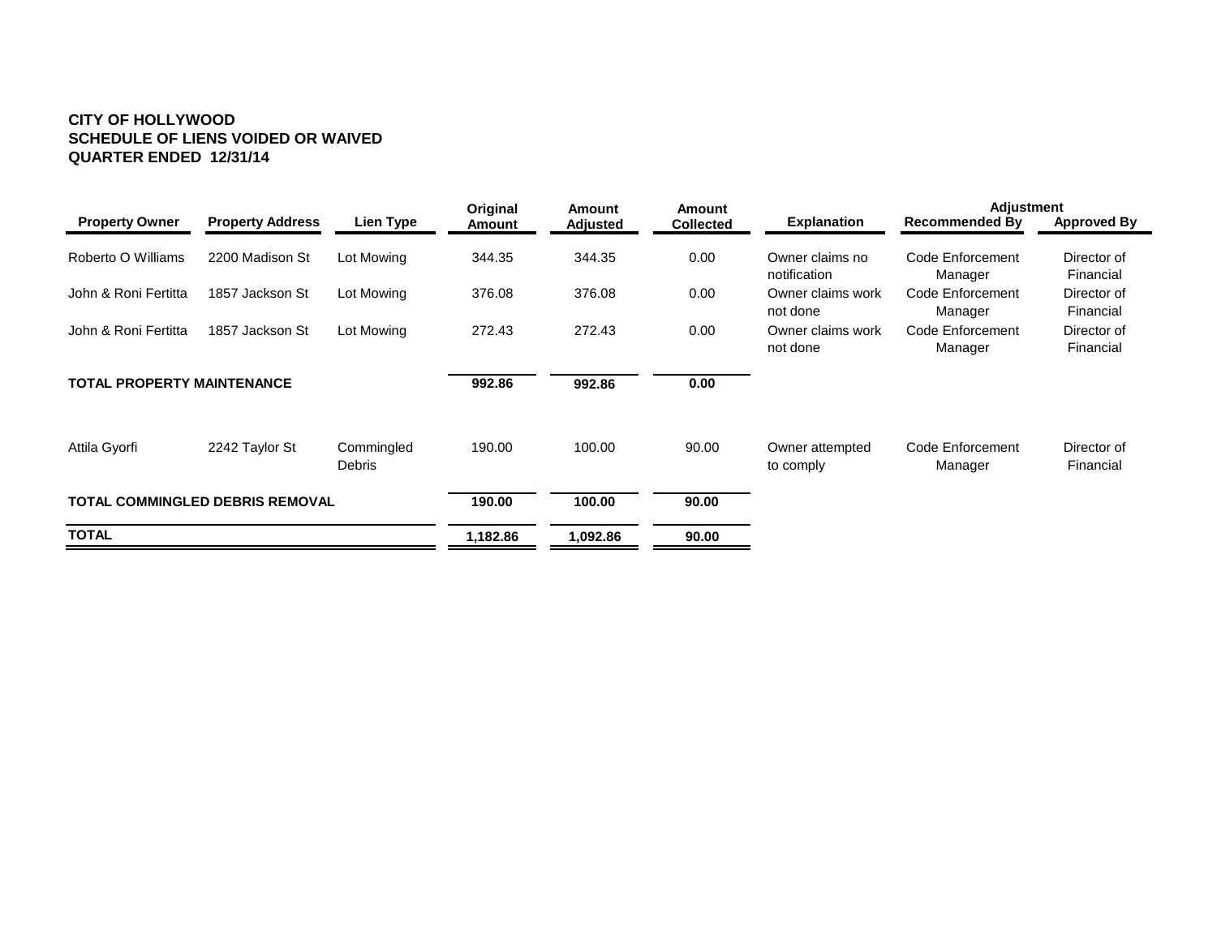**CITY OF HOLLYWOOD**
**SCHEDULE OF LIENS VOIDED OR WAIVED**
**QUARTER ENDED 12/31/14**

| Property Owner | Property Address | Lien Type | Original Amount | Amount Adjusted | Amount Collected | Explanation | Adjustment Recommended By | Adjustment Approved By |
|---|---|---|---|---|---|---|---|---|
| Roberto O Williams | 2200 Madison St | Lot Mowing | 344.35 | 344.35 | 0.00 | Owner claims no notification | Code Enforcement Manager | Director of Financial |
| John & Roni Fertitta | 1857 Jackson St | Lot Mowing | 376.08 | 376.08 | 0.00 | Owner claims work not done | Code Enforcement Manager | Director of Financial |
| John & Roni Fertitta | 1857 Jackson St | Lot Mowing | 272.43 | 272.43 | 0.00 | Owner claims work not done | Code Enforcement Manager | Director of Financial |
| **TOTAL PROPERTY MAINTENANCE** | | | **992.86** | **992.86** | **0.00** | | | |
| Attila Gyorfi | 2242 Taylor St | Commingled Debris | 190.00 | 100.00 | 90.00 | Owner attempted to comply | Code Enforcement Manager | Director of Financial |
| **TOTAL COMMINGLED DEBRIS REMOVAL** | | | **190.00** | **100.00** | **90.00** | | | |
| **TOTAL** | | | **1,182.86** | **1,092.86** | **90.00** | | | |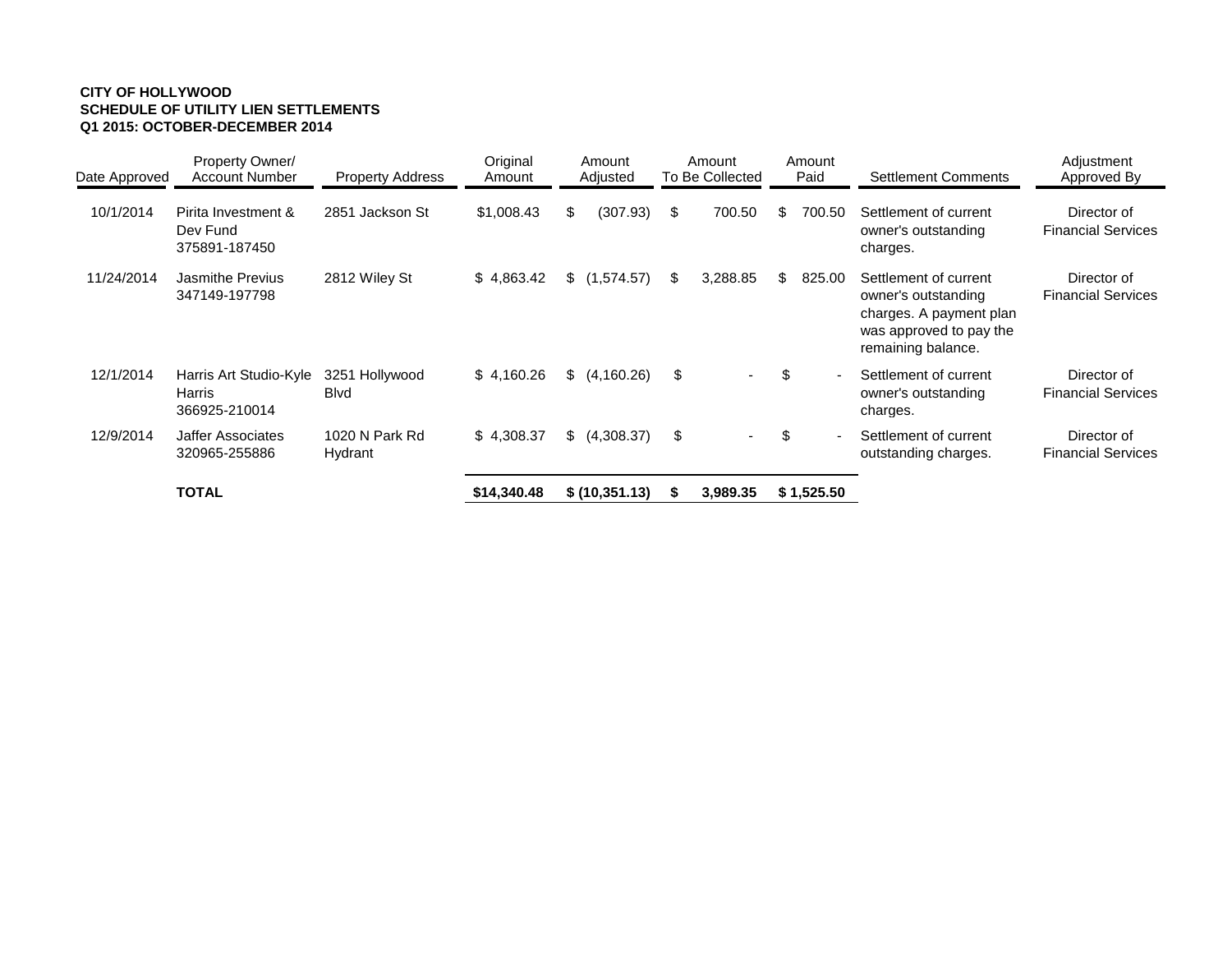**CITY OF HOLLYWOOD**
**SCHEDULE OF UTILITY LIEN SETTLEMENTS**
**Q1 2015: OCTOBER-DECEMBER 2014**

| Date Approved | Property Owner/ Account Number | Property Address | Original Amount | Amount Adjusted | Amount To Be Collected | Amount Paid | Settlement Comments | Adjustment Approved By |
|---|---|---|---|---|---|---|---|---|
| 10/1/2014 | Pirita Investment & Dev Fund 375891-187450 | 2851 Jackson St | $1,008.43 | $ (307.93) | $ 700.50 | $ 700.50 | Settlement of current owner's outstanding charges. | Director of Financial Services |
| 11/24/2014 | Jasmithe Previus 347149-197798 | 2812 Wiley St | $ 4,863.42 | $ (1,574.57) | $ 3,288.85 | $ 825.00 | Settlement of current owner's outstanding charges. A payment plan was approved to pay the remaining balance. | Director of Financial Services |
| 12/1/2014 | Harris Art Studio-Kyle Harris 366925-210014 | 3251 Hollywood Blvd | $ 4,160.26 | $ (4,160.26) | $ - | $ - | Settlement of current owner's outstanding charges. | Director of Financial Services |
| 12/9/2014 | Jaffer Associates 320965-255886 | 1020 N Park Rd Hydrant | $ 4,308.37 | $ (4,308.37) | $ - | $ - | Settlement of current outstanding charges. | Director of Financial Services |
| | **TOTAL** | | **$14,340.48** | **$ (10,351.13)** | **$ 3,989.35** | **$ 1,525.50** | | |